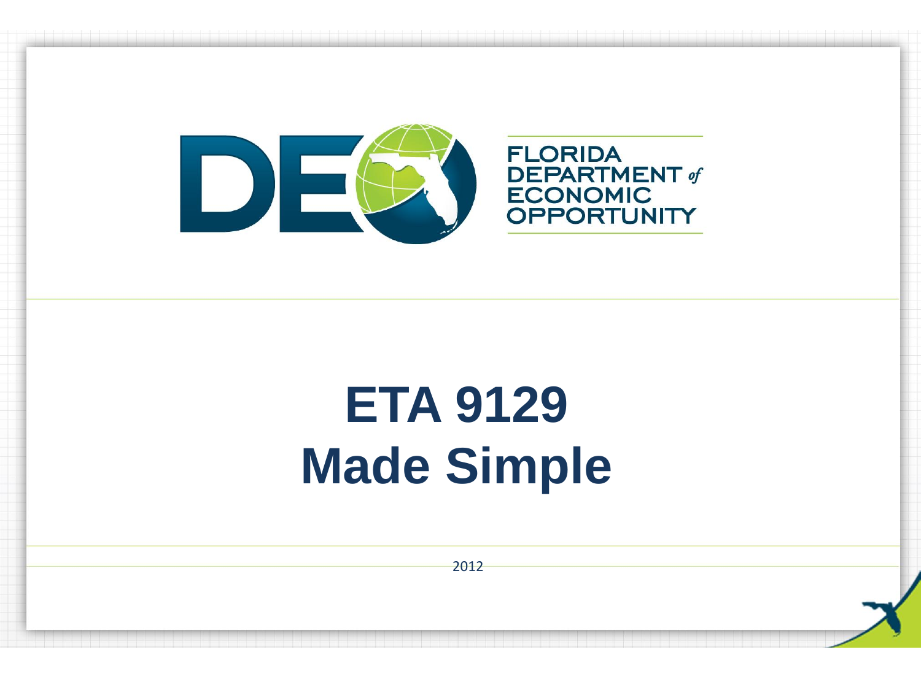FLORIDA DEPARTMENT *of* ECONOMIC OPPORTUNITY

# ETA 9129 Made Simple

2012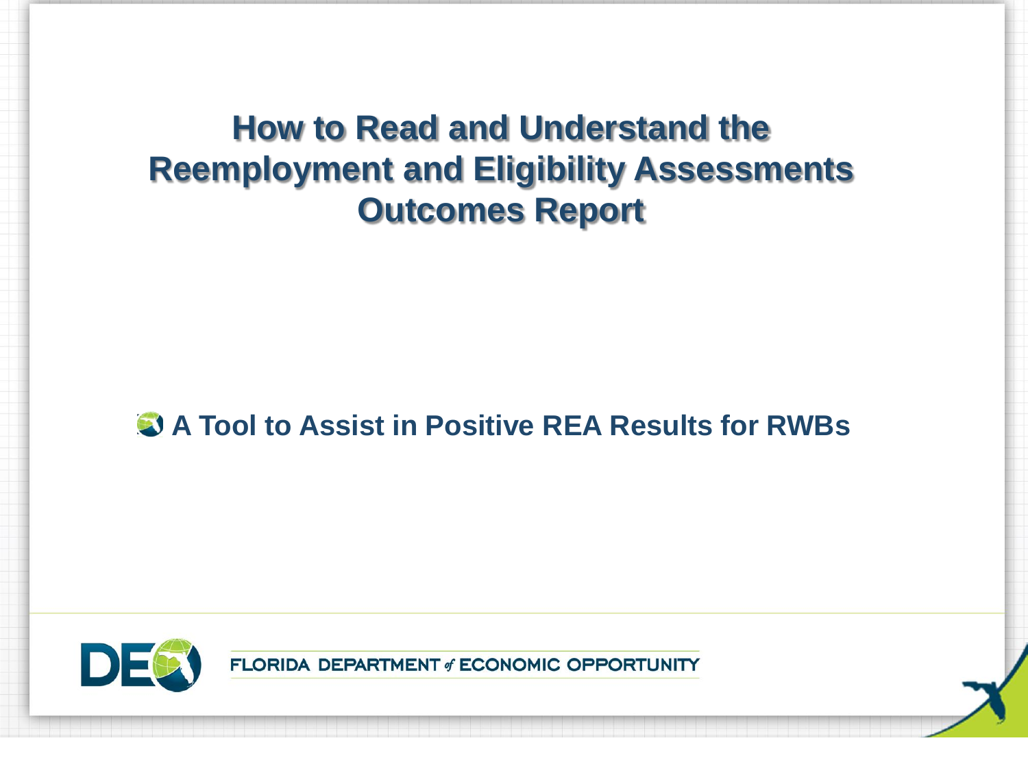# How to Read and Understand the Reemployment and Eligibility Assessments Outcomes Report

- A Tool to Assist in Positive REA Results for RWBs

FLORIDA DEPARTMENT of ECONOMIC OPPORTUNITY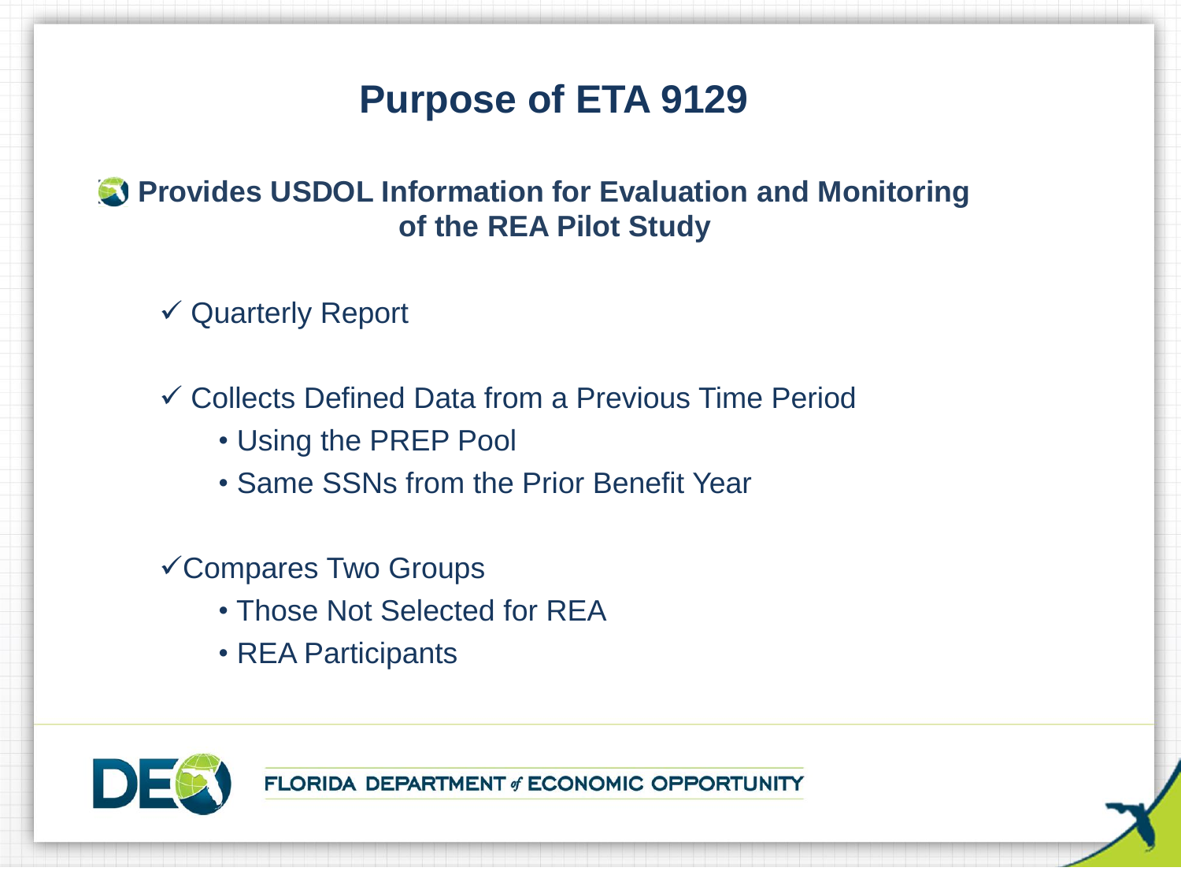# Purpose of ETA 9129

**Provides USDOL Information for Evaluation and Monitoring of the REA Pilot Study**

✓ Quarterly Report

✓ Collects Defined Data from a Previous Time Period

- Using the PREP Pool
- Same SSNs from the Prior Benefit Year

✓ Compares Two Groups

- Those Not Selected for REA
- REA Participants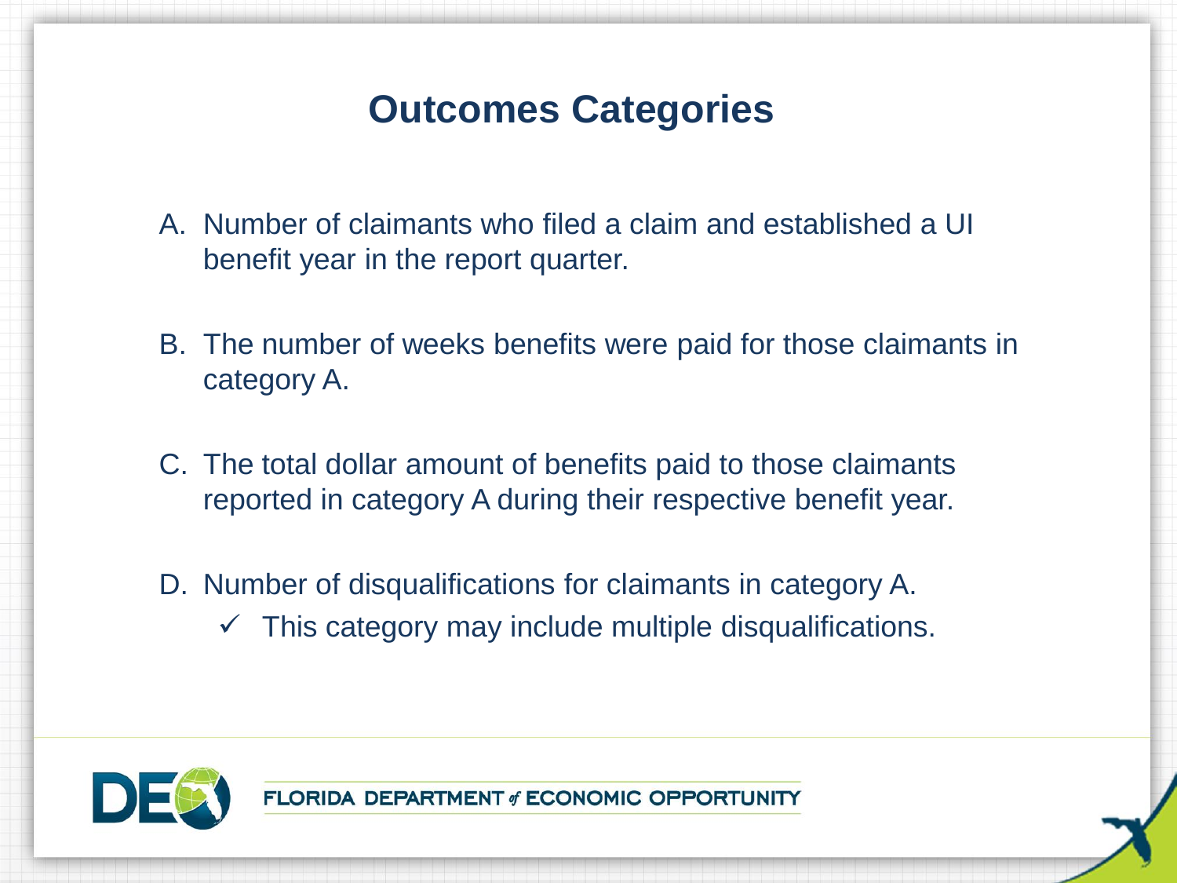# Outcomes Categories

A. Number of claimants who filed a claim and established a UI benefit year in the report quarter.

B. The number of weeks benefits were paid for those claimants in category A.

C. The total dollar amount of benefits paid to those claimants reported in category A during their respective benefit year.

D. Number of disqualifications for claimants in category A.
   - ✓ This category may include multiple disqualifications.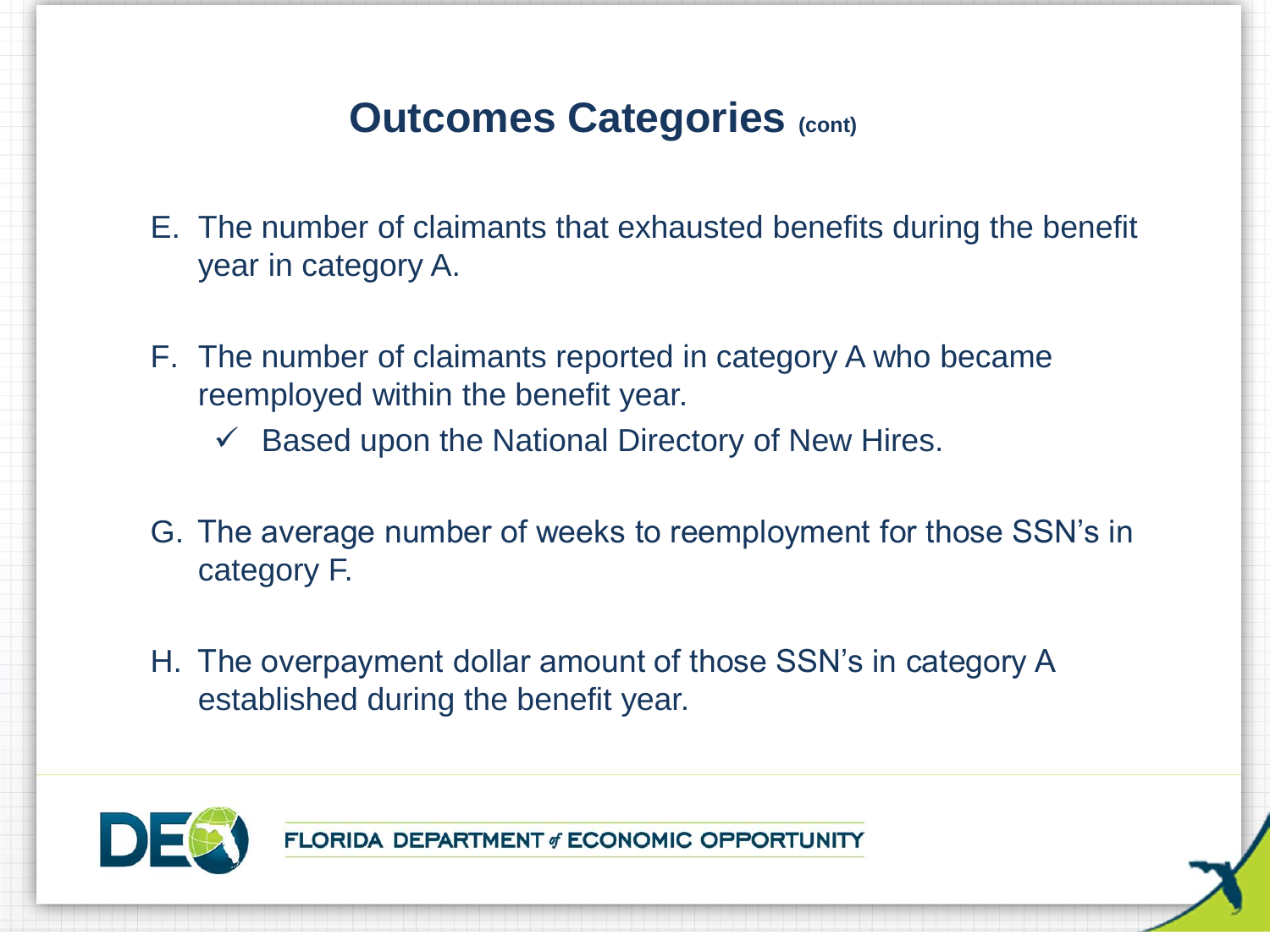# Outcomes Categories (cont)

E. The number of claimants that exhausted benefits during the benefit year in category A.

F. The number of claimants reported in category A who became reemployed within the benefit year.
   - ✓ Based upon the National Directory of New Hires.

G. The average number of weeks to reemployment for those SSN's in category F.

H. The overpayment dollar amount of those SSN's in category A established during the benefit year.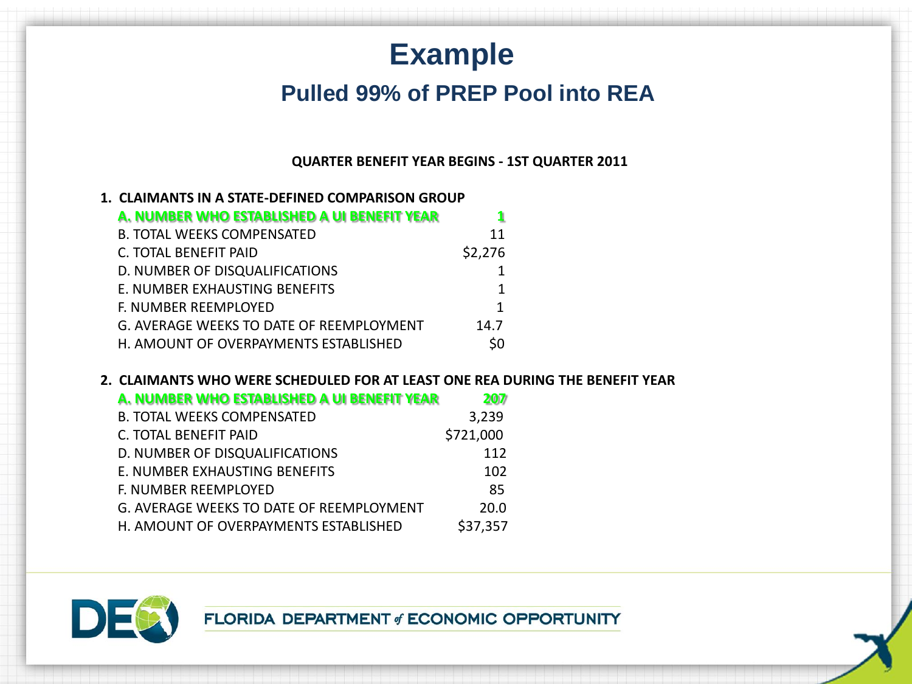# Example

## Pulled 99% of PREP Pool into REA

**QUARTER BENEFIT YEAR BEGINS - 1ST QUARTER 2011**

**1. CLAIMANTS IN A STATE-DEFINED COMPARISON GROUP**

| | |
|---|---|
| **A. NUMBER WHO ESTABLISHED A UI BENEFIT YEAR** | **1** |
| B. TOTAL WEEKS COMPENSATED | 11 |
| C. TOTAL BENEFIT PAID | $2,276 |
| D. NUMBER OF DISQUALIFICATIONS | 1 |
| E. NUMBER EXHAUSTING BENEFITS | 1 |
| F. NUMBER REEMPLOYED | 1 |
| G. AVERAGE WEEKS TO DATE OF REEMPLOYMENT | 14.7 |
| H. AMOUNT OF OVERPAYMENTS ESTABLISHED | $0 |

**2. CLAIMANTS WHO WERE SCHEDULED FOR AT LEAST ONE REA DURING THE BENEFIT YEAR**

| | |
|---|---|
| **A. NUMBER WHO ESTABLISHED A UI BENEFIT YEAR** | **207** |
| B. TOTAL WEEKS COMPENSATED | 3,239 |
| C. TOTAL BENEFIT PAID | $721,000 |
| D. NUMBER OF DISQUALIFICATIONS | 112 |
| E. NUMBER EXHAUSTING BENEFITS | 102 |
| F. NUMBER REEMPLOYED | 85 |
| G. AVERAGE WEEKS TO DATE OF REEMPLOYMENT | 20.0 |
| H. AMOUNT OF OVERPAYMENTS ESTABLISHED | $37,357 |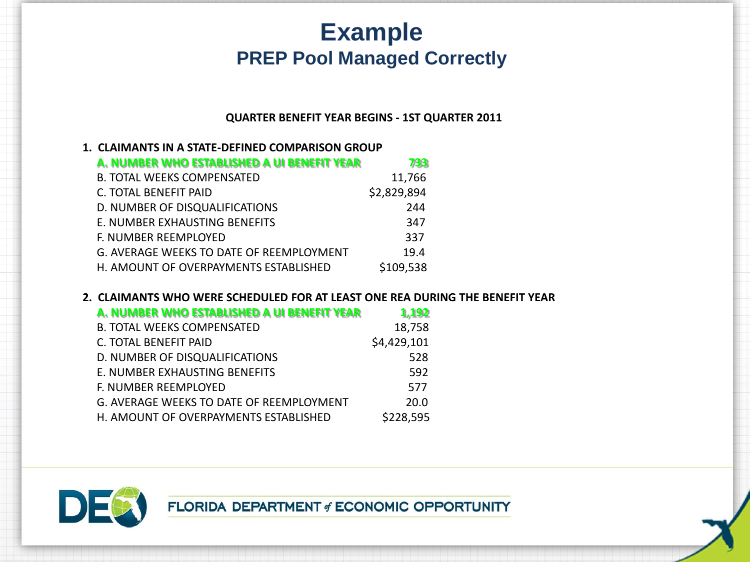# Example

## PREP Pool Managed Correctly

**QUARTER BENEFIT YEAR BEGINS - 1ST QUARTER 2011**

**1. CLAIMANTS IN A STATE-DEFINED COMPARISON GROUP**

| | |
|---|---|
| **A. NUMBER WHO ESTABLISHED A UI BENEFIT YEAR** | **733** |
| B. TOTAL WEEKS COMPENSATED | 11,766 |
| C. TOTAL BENEFIT PAID | $2,829,894 |
| D. NUMBER OF DISQUALIFICATIONS | 244 |
| E. NUMBER EXHAUSTING BENEFITS | 347 |
| F. NUMBER REEMPLOYED | 337 |
| G. AVERAGE WEEKS TO DATE OF REEMPLOYMENT | 19.4 |
| H. AMOUNT OF OVERPAYMENTS ESTABLISHED | $109,538 |

**2. CLAIMANTS WHO WERE SCHEDULED FOR AT LEAST ONE REA DURING THE BENEFIT YEAR**

| | |
|---|---|
| **A. NUMBER WHO ESTABLISHED A UI BENEFIT YEAR** | **1,192** |
| B. TOTAL WEEKS COMPENSATED | 18,758 |
| C. TOTAL BENEFIT PAID | $4,429,101 |
| D. NUMBER OF DISQUALIFICATIONS | 528 |
| E. NUMBER EXHAUSTING BENEFITS | 592 |
| F. NUMBER REEMPLOYED | 577 |
| G. AVERAGE WEEKS TO DATE OF REEMPLOYMENT | 20.0 |
| H. AMOUNT OF OVERPAYMENTS ESTABLISHED | $228,595 |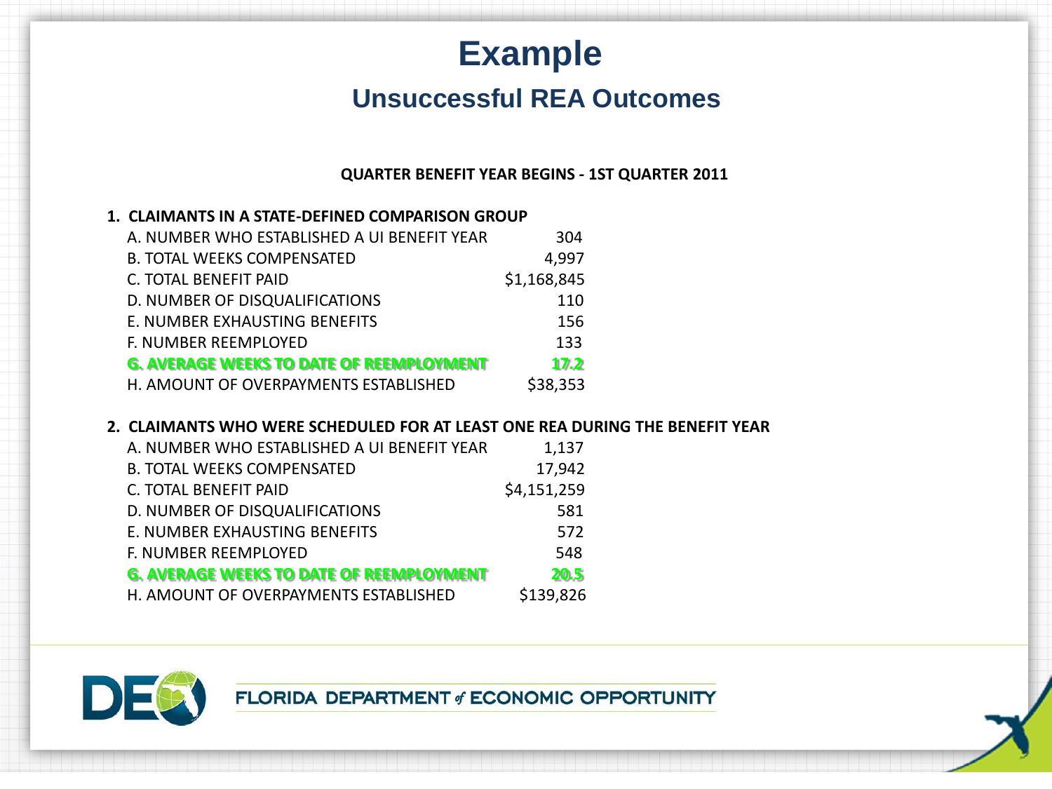# Example

## Unsuccessful REA Outcomes

**QUARTER BENEFIT YEAR BEGINS - 1ST QUARTER 2011**

**1. CLAIMANTS IN A STATE-DEFINED COMPARISON GROUP**

| | |
|---|---|
| A. NUMBER WHO ESTABLISHED A UI BENEFIT YEAR | 304 |
| B. TOTAL WEEKS COMPENSATED | 4,997 |
| C. TOTAL BENEFIT PAID | $1,168,845 |
| D. NUMBER OF DISQUALIFICATIONS | 110 |
| E. NUMBER EXHAUSTING BENEFITS | 156 |
| F. NUMBER REEMPLOYED | 133 |
| **G. AVERAGE WEEKS TO DATE OF REEMPLOYMENT** | **17.2** |
| H. AMOUNT OF OVERPAYMENTS ESTABLISHED | $38,353 |

**2. CLAIMANTS WHO WERE SCHEDULED FOR AT LEAST ONE REA DURING THE BENEFIT YEAR**

| | |
|---|---|
| A. NUMBER WHO ESTABLISHED A UI BENEFIT YEAR | 1,137 |
| B. TOTAL WEEKS COMPENSATED | 17,942 |
| C. TOTAL BENEFIT PAID | $4,151,259 |
| D. NUMBER OF DISQUALIFICATIONS | 581 |
| E. NUMBER EXHAUSTING BENEFITS | 572 |
| F. NUMBER REEMPLOYED | 548 |
| **G. AVERAGE WEEKS TO DATE OF REEMPLOYMENT** | **20.5** |
| H. AMOUNT OF OVERPAYMENTS ESTABLISHED | $139,826 |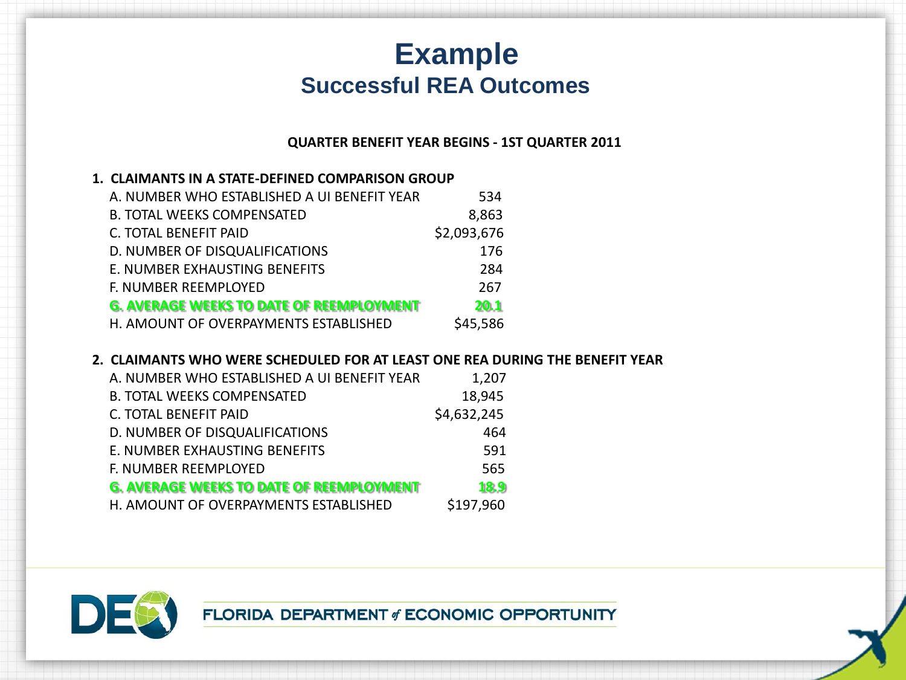# Example

## Successful REA Outcomes

**QUARTER BENEFIT YEAR BEGINS - 1ST QUARTER 2011**

**1. CLAIMANTS IN A STATE-DEFINED COMPARISON GROUP**

| | |
|---|---|
| A. NUMBER WHO ESTABLISHED A UI BENEFIT YEAR | 534 |
| B. TOTAL WEEKS COMPENSATED | 8,863 |
| C. TOTAL BENEFIT PAID | $2,093,676 |
| D. NUMBER OF DISQUALIFICATIONS | 176 |
| E. NUMBER EXHAUSTING BENEFITS | 284 |
| F. NUMBER REEMPLOYED | 267 |
| **G. AVERAGE WEEKS TO DATE OF REEMPLOYMENT** | **20.1** |
| H. AMOUNT OF OVERPAYMENTS ESTABLISHED | $45,586 |

**2. CLAIMANTS WHO WERE SCHEDULED FOR AT LEAST ONE REA DURING THE BENEFIT YEAR**

| | |
|---|---|
| A. NUMBER WHO ESTABLISHED A UI BENEFIT YEAR | 1,207 |
| B. TOTAL WEEKS COMPENSATED | 18,945 |
| C. TOTAL BENEFIT PAID | $4,632,245 |
| D. NUMBER OF DISQUALIFICATIONS | 464 |
| E. NUMBER EXHAUSTING BENEFITS | 591 |
| F. NUMBER REEMPLOYED | 565 |
| **G. AVERAGE WEEKS TO DATE OF REEMPLOYMENT** | **18.9** |
| H. AMOUNT OF OVERPAYMENTS ESTABLISHED | $197,960 |

FLORIDA DEPARTMENT of ECONOMIC OPPORTUNITY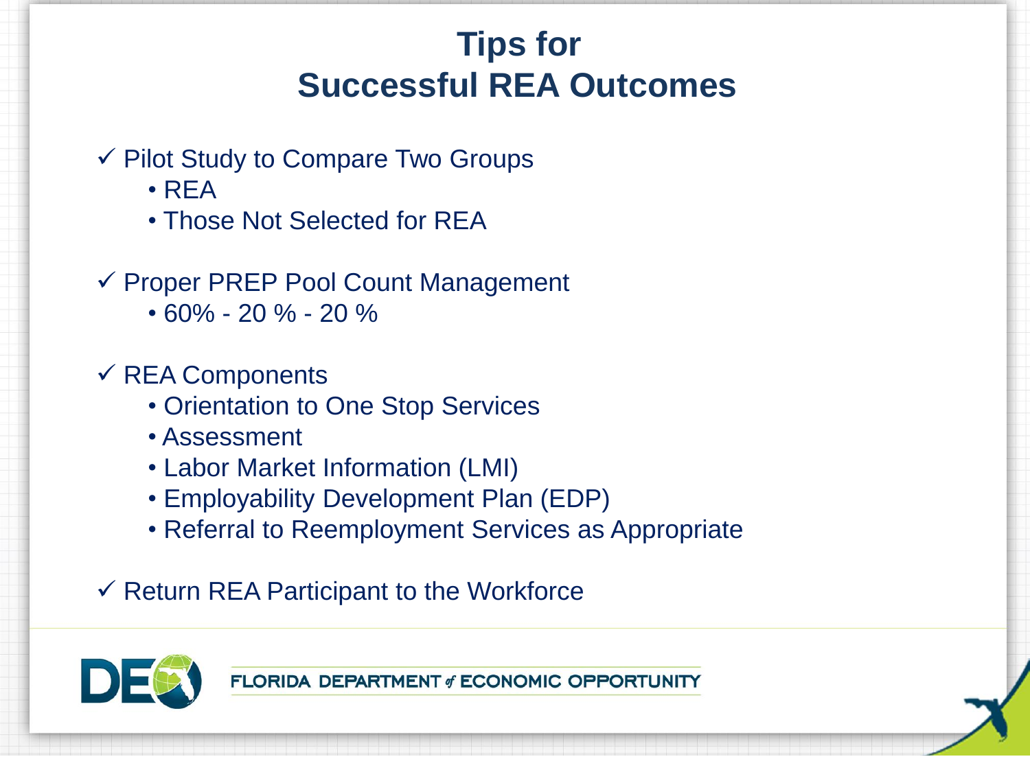# Tips for Successful REA Outcomes

- ✓ Pilot Study to Compare Two Groups
  - REA
  - Those Not Selected for REA
- ✓ Proper PREP Pool Count Management
  - 60% - 20 % - 20 %
- ✓ REA Components
  - Orientation to One Stop Services
  - Assessment
  - Labor Market Information (LMI)
  - Employability Development Plan (EDP)
  - Referral to Reemployment Services as Appropriate
- ✓ Return REA Participant to the Workforce

FLORIDA DEPARTMENT of ECONOMIC OPPORTUNITY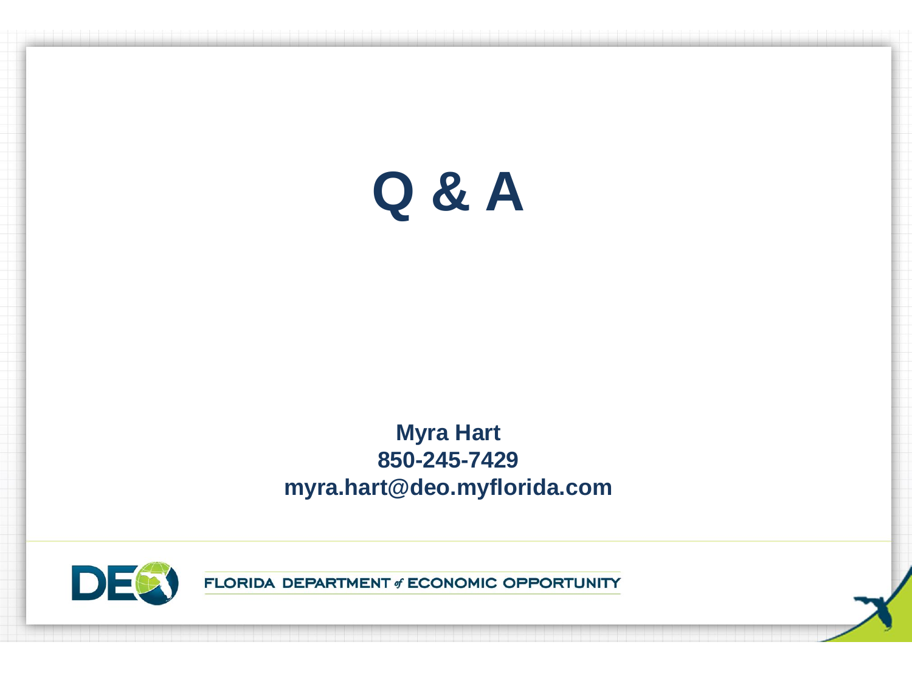# Q & A

**Myra Hart**
**850-245-7429**
**myra.hart@deo.myflorida.com**

FLORIDA DEPARTMENT of ECONOMIC OPPORTUNITY